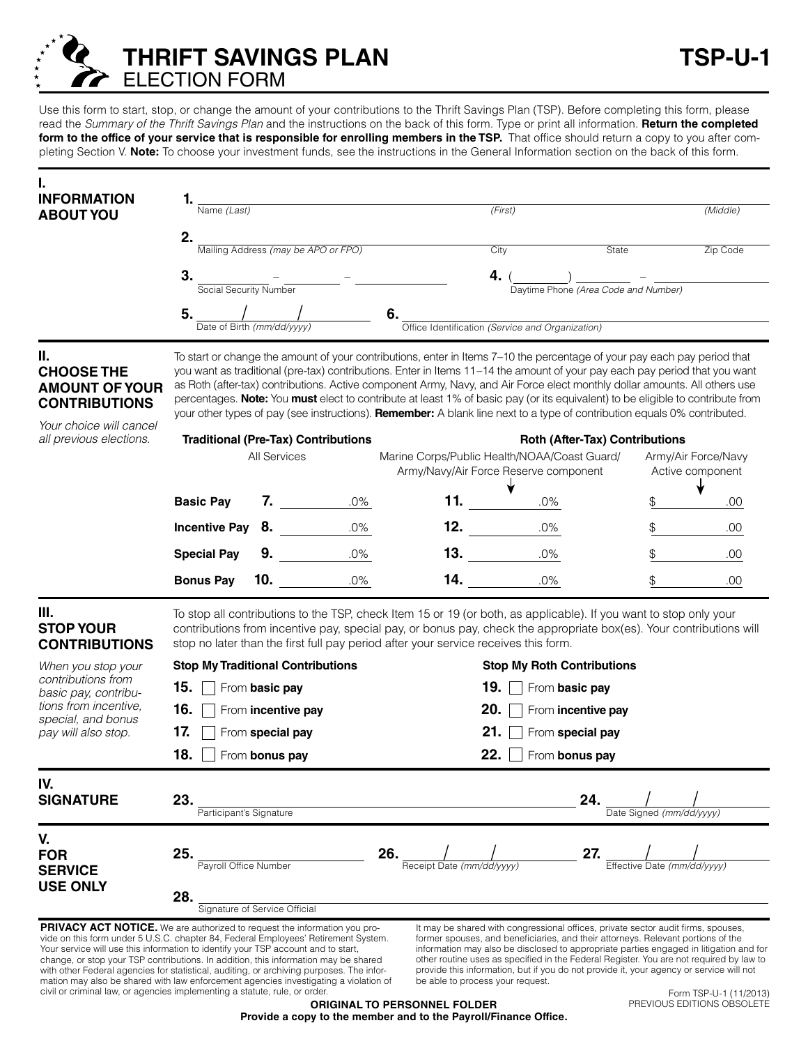# THRIFT SAVINGS PLAN
## ELECTION FORM

**TSP-U-1**

Use this form to start, stop, or change the amount of your contributions to the Thrift Savings Plan (TSP). Before completing this form, please read the *Summary of the Thrift Savings Plan* and the instructions on the back of this form. Type or print all information. **Return the completed form to the office of your service that is responsible for enrolling members in the TSP.** That office should return a copy to you after completing Section V. **Note:** To choose your investment funds, see the instructions in the General Information section on the back of this form.

## I. INFORMATION ABOUT YOU

1. ______________________________ Name *(Last)* ______________ *(First)* ______________ *(Middle)*

2. ______________________________ Mailing Address *(may be APO or FPO)* ______________ City ______ State ______ Zip Code

3. _____ – _____ – _____ Social Security Number

4. (_____) _____ – _____ Daytime Phone *(Area Code and Number)*

5. ____ / ____ / ____ Date of Birth *(mm/dd/yyyy)*

6. ______________________________ Office Identification *(Service and Organization)*

## II. CHOOSE THE AMOUNT OF YOUR CONTRIBUTIONS

*Your choice will cancel all previous elections.*

To start or change the amount of your contributions, enter in Items 7–10 the percentage of your pay each pay period that you want as traditional (pre-tax) contributions. Enter in Items 11–14 the amount of your pay each pay period that you want as Roth (after-tax) contributions. Active component Army, Navy, and Air Force elect monthly dollar amounts. All others use percentages. **Note:** You **must** elect to contribute at least 1% of basic pay (or its equivalent) to be eligible to contribute from your other types of pay (see instructions). **Remember:** A blank line next to a type of contribution equals 0% contributed.

| | Traditional (Pre-Tax) Contributions | Roth (After-Tax) Contributions | |
|---|---|---|---|
| | All Services | Marine Corps/Public Health/NOAA/Coast Guard/ Army/Navy/Air Force Reserve component | Army/Air Force/Navy Active component |
| **Basic Pay** | **7.** ______ .0% | **11.** ______ .0% | $ ______ .00 |
| **Incentive Pay** | **8.** ______ .0% | **12.** ______ .0% | $ ______ .00 |
| **Special Pay** | **9.** ______ .0% | **13.** ______ .0% | $ ______ .00 |
| **Bonus Pay** | **10.** ______ .0% | **14.** ______ .0% | $ ______ .00 |

## III. STOP YOUR CONTRIBUTIONS

*When you stop your contributions from basic pay, contributions from incentive, special, and bonus pay will also stop.*

To stop all contributions to the TSP, check Item 15 or 19 (or both, as applicable). If you want to stop only your contributions from incentive pay, special pay, or bonus pay, check the appropriate box(es). Your contributions will stop no later than the first full pay period after your service receives this form.

| Stop My Traditional Contributions | Stop My Roth Contributions |
|---|---|
| **15.** ☐ From **basic pay** | **19.** ☐ From **basic pay** |
| **16.** ☐ From **incentive pay** | **20.** ☐ From **incentive pay** |
| **17.** ☐ From **special pay** | **21.** ☐ From **special pay** |
| **18.** ☐ From **bonus pay** | **22.** ☐ From **bonus pay** |

## IV. SIGNATURE

23. ______________________________ Participant's Signature

24. ____ / ____ / ____ Date Signed *(mm/dd/yyyy)*

## V. FOR SERVICE USE ONLY

25. ______________ Payroll Office Number

26. ____ / ____ / ____ Receipt Date *(mm/dd/yyyy)*

27. ____ / ____ / ____ Effective Date *(mm/dd/yyyy)*

28. ______________________________ Signature of Service Official

**PRIVACY ACT NOTICE.** We are authorized to request the information you provide on this form under 5 U.S.C. chapter 84, Federal Employees' Retirement System. Your service will use this information to identify your TSP account and to start, change, or stop your TSP contributions. In addition, this information may be shared with other Federal agencies for statistical, auditing, or archiving purposes. The information may also be shared with law enforcement agencies investigating a violation of civil or criminal law, or agencies implementing a statute, rule, or order. It may be shared with congressional offices, private sector audit firms, spouses, former spouses, and beneficiaries, and their attorneys. Relevant portions of the information may also be disclosed to appropriate parties engaged in litigation and for other routine uses as specified in the Federal Register. You are not required by law to provide this information, but if you do not provide it, your agency or service will not be able to process your request.

Form TSP-U-1 (11/2013)
PREVIOUS EDITIONS OBSOLETE

**ORIGINAL TO PERSONNEL FOLDER**
**Provide a copy to the member and to the Payroll/Finance Office.**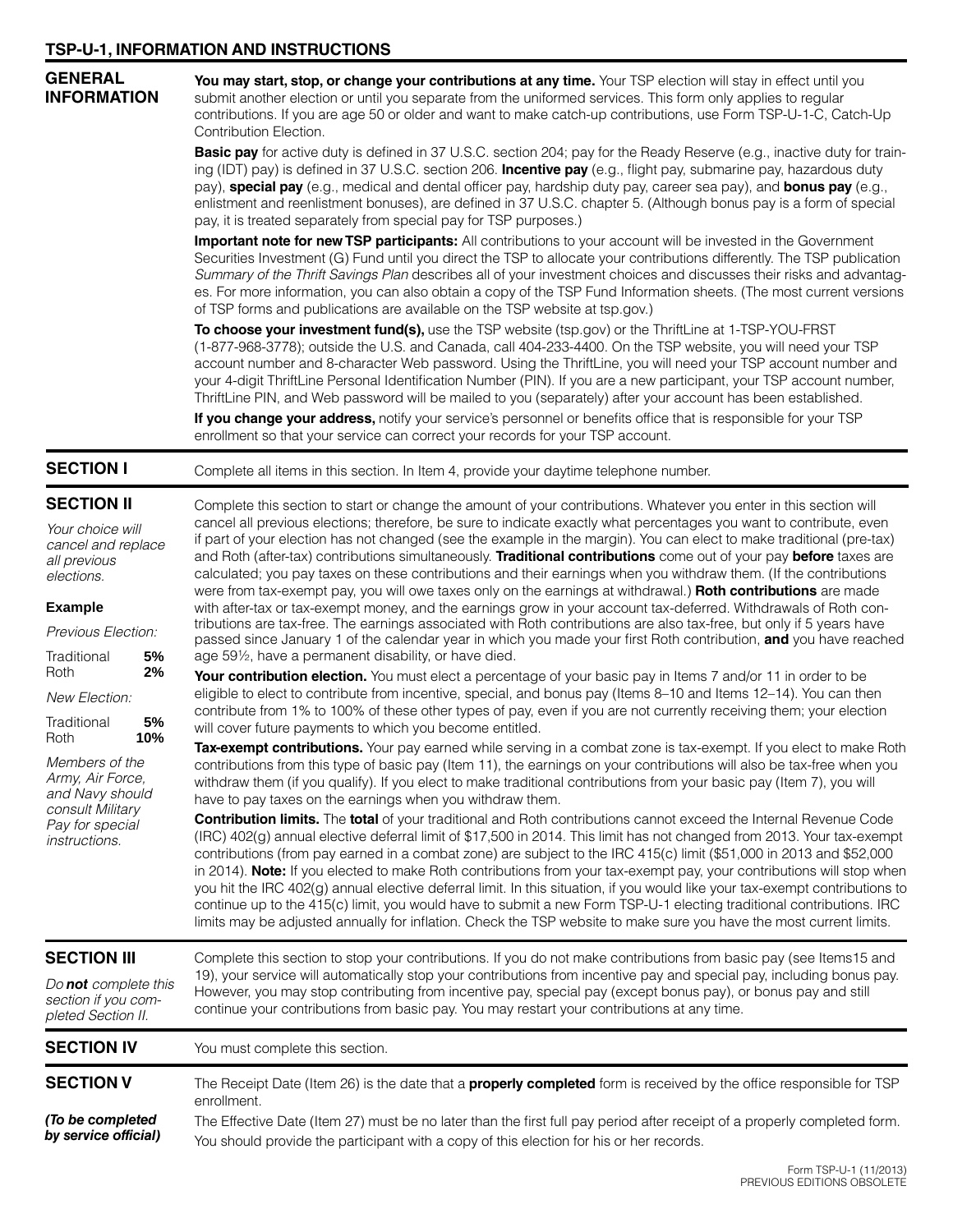## TSP-U-1, INFORMATION AND INSTRUCTIONS

### GENERAL INFORMATION

**You may start, stop, or change your contributions at any time.** Your TSP election will stay in effect until you submit another election or until you separate from the uniformed services. This form only applies to regular contributions. If you are age 50 or older and want to make catch-up contributions, use Form TSP-U-1-C, Catch-Up Contribution Election.

**Basic pay** for active duty is defined in 37 U.S.C. section 204; pay for the Ready Reserve (e.g., inactive duty for training (IDT) pay) is defined in 37 U.S.C. section 206. **Incentive pay** (e.g., flight pay, submarine pay, hazardous duty pay), **special pay** (e.g., medical and dental officer pay, hardship duty pay, career sea pay), and **bonus pay** (e.g., enlistment and reenlistment bonuses), are defined in 37 U.S.C. chapter 5. (Although bonus pay is a form of special pay, it is treated separately from special pay for TSP purposes.)

**Important note for new TSP participants:** All contributions to your account will be invested in the Government Securities Investment (G) Fund until you direct the TSP to allocate your contributions differently. The TSP publication *Summary of the Thrift Savings Plan* describes all of your investment choices and discusses their risks and advantages. For more information, you can also obtain a copy of the TSP Fund Information sheets. (The most current versions of TSP forms and publications are available on the TSP website at tsp.gov.)

**To choose your investment fund(s),** use the TSP website (tsp.gov) or the ThriftLine at 1-TSP-YOU-FRST (1-877-968-3778); outside the U.S. and Canada, call 404-233-4400. On the TSP website, you will need your TSP account number and 8-character Web password. Using the ThriftLine, you will need your TSP account number and your 4-digit ThriftLine Personal Identification Number (PIN). If you are a new participant, your TSP account number, ThriftLine PIN, and Web password will be mailed to you (separately) after your account has been established.

**If you change your address,** notify your service's personnel or benefits office that is responsible for your TSP enrollment so that your service can correct your records for your TSP account.

### SECTION I

Complete all items in this section. In Item 4, provide your daytime telephone number.

### SECTION II

*Your choice will cancel and replace all previous elections.*

**Example**

*Previous Election:*

| | |
|---|---|
| Traditional | **5%** |
| Roth | **2%** |

*New Election:*

| | |
|---|---|
| Traditional | **5%** |
| Roth | **10%** |

*Members of the Army, Air Force, and Navy should consult Military Pay for special instructions.*

Complete this section to start or change the amount of your contributions. Whatever you enter in this section will cancel all previous elections; therefore, be sure to indicate exactly what percentages you want to contribute, even if part of your election has not changed (see the example in the margin). You can elect to make traditional (pre-tax) and Roth (after-tax) contributions simultaneously. **Traditional contributions** come out of your pay **before** taxes are calculated; you pay taxes on these contributions and their earnings when you withdraw them. (If the contributions were from tax-exempt pay, you will owe taxes only on the earnings at withdrawal.) **Roth contributions** are made with after-tax or tax-exempt money, and the earnings grow in your account tax-deferred. Withdrawals of Roth contributions are tax-free. The earnings associated with Roth contributions are also tax-free, but only if 5 years have passed since January 1 of the calendar year in which you made your first Roth contribution, **and** you have reached age 59½, have a permanent disability, or have died.

**Your contribution election.** You must elect a percentage of your basic pay in Items 7 and/or 11 in order to be eligible to elect to contribute from incentive, special, and bonus pay (Items 8–10 and Items 12–14). You can then contribute from 1% to 100% of these other types of pay, even if you are not currently receiving them; your election will cover future payments to which you become entitled.

**Tax-exempt contributions.** Your pay earned while serving in a combat zone is tax-exempt. If you elect to make Roth contributions from this type of basic pay (Item 11), the earnings on your contributions will also be tax-free when you withdraw them (if you qualify). If you elect to make traditional contributions from your basic pay (Item 7), you will have to pay taxes on the earnings when you withdraw them.

**Contribution limits.** The **total** of your traditional and Roth contributions cannot exceed the Internal Revenue Code (IRC) 402(g) annual elective deferral limit of $17,500 in 2014. This limit has not changed from 2013. Your tax-exempt contributions (from pay earned in a combat zone) are subject to the IRC 415(c) limit ($51,000 in 2013 and $52,000 in 2014). **Note:** If you elected to make Roth contributions from your tax-exempt pay, your contributions will stop when you hit the IRC 402(g) annual elective deferral limit. In this situation, if you would like your tax-exempt contributions to continue up to the 415(c) limit, you would have to submit a new Form TSP-U-1 electing traditional contributions. IRC limits may be adjusted annually for inflation. Check the TSP website to make sure you have the most current limits.

### SECTION III

*Do **not** complete this section if you completed Section II.*

Complete this section to stop your contributions. If you do not make contributions from basic pay (see Items15 and 19), your service will automatically stop your contributions from incentive pay and special pay, including bonus pay. However, you may stop contributing from incentive pay, special pay (except bonus pay), or bonus pay and still continue your contributions from basic pay. You may restart your contributions at any time.

### SECTION IV

You must complete this section.

### SECTION V

***(To be completed by service official)***

The Receipt Date (Item 26) is the date that a **properly completed** form is received by the office responsible for TSP enrollment.

The Effective Date (Item 27) must be no later than the first full pay period after receipt of a properly completed form. You should provide the participant with a copy of this election for his or her records.

Form TSP-U-1 (11/2013)
PREVIOUS EDITIONS OBSOLETE